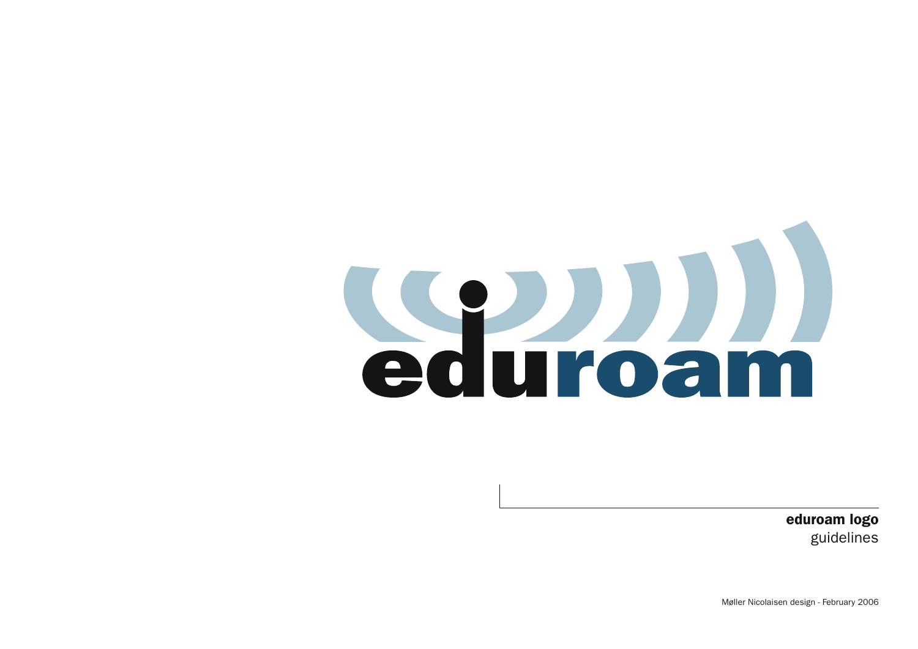**eduroam logo**
guidelines

Møller Nicolaisen design - February 2006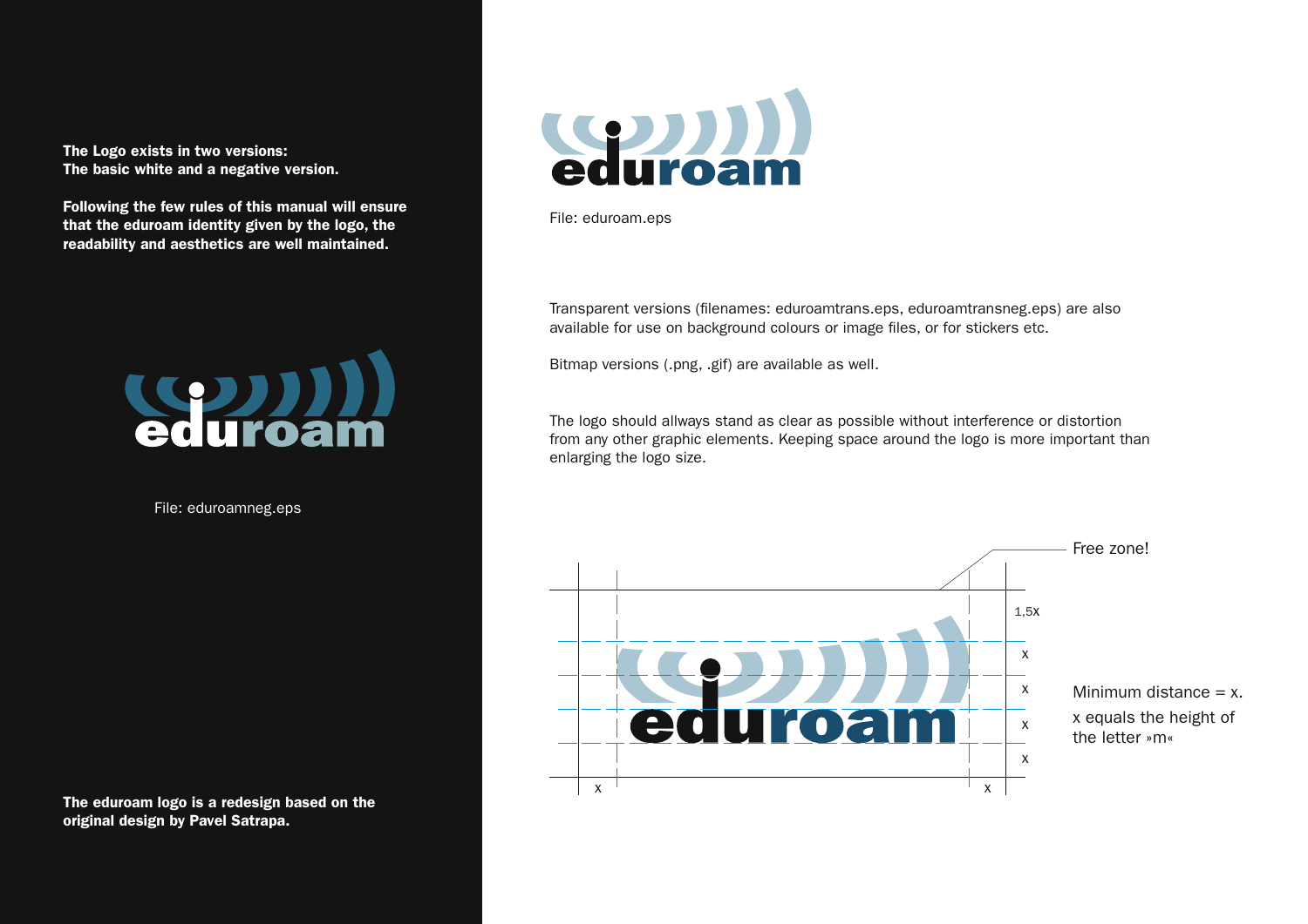**The Logo exists in two versions:**
**The basic white and a negative version.**

**Following the few rules of this manual will ensure that the eduroam identity given by the logo, the readability and aesthetics are well maintained.**

File: eduroamneg.eps

**The eduroam logo is a redesign based on the original design by Pavel Satrapa.**

File: eduroam.eps

Transparent versions (filenames: eduroamtrans.eps, eduroamtransneg.eps) are also available for use on background colours or image files, or for stickers etc.

Bitmap versions (.png, .gif) are available as well.

The logo should allways stand as clear as possible without interference or distortion from any other graphic elements. Keeping space around the logo is more important than enlarging the logo size.

Free zone!

1,5x

x

x

x

x

x

x

Minimum distance = x.

x equals the height of the letter »m«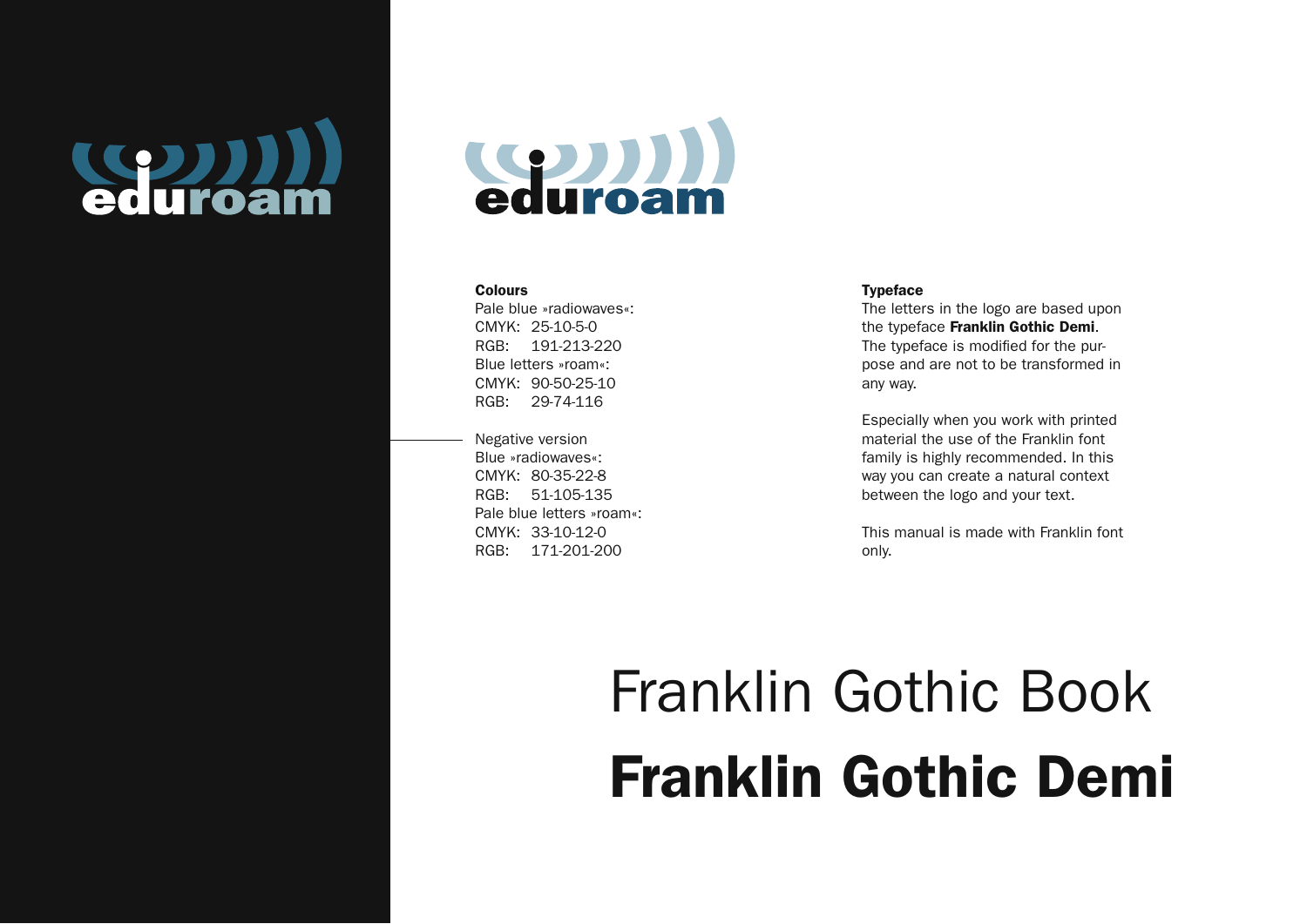eduroam

eduroam

**Colours**

Pale blue »radiowaves«:
CMYK: 25-10-5-0
RGB: 191-213-220
Blue letters »roam«:
CMYK: 90-50-25-10
RGB: 29-74-116

Negative version
Blue »radiowaves«:
CMYK: 80-35-22-8
RGB: 51-105-135
Pale blue letters »roam«:
CMYK: 33-10-12-0
RGB: 171-201-200

**Typeface**

The letters in the logo are based upon the typeface **Franklin Gothic Demi**. The typeface is modified for the purpose and are not to be transformed in any way.

Especially when you work with printed material the use of the Franklin font family is highly recommended. In this way you can create a natural context between the logo and your text.

This manual is made with Franklin font only.

Franklin Gothic Book

**Franklin Gothic Demi**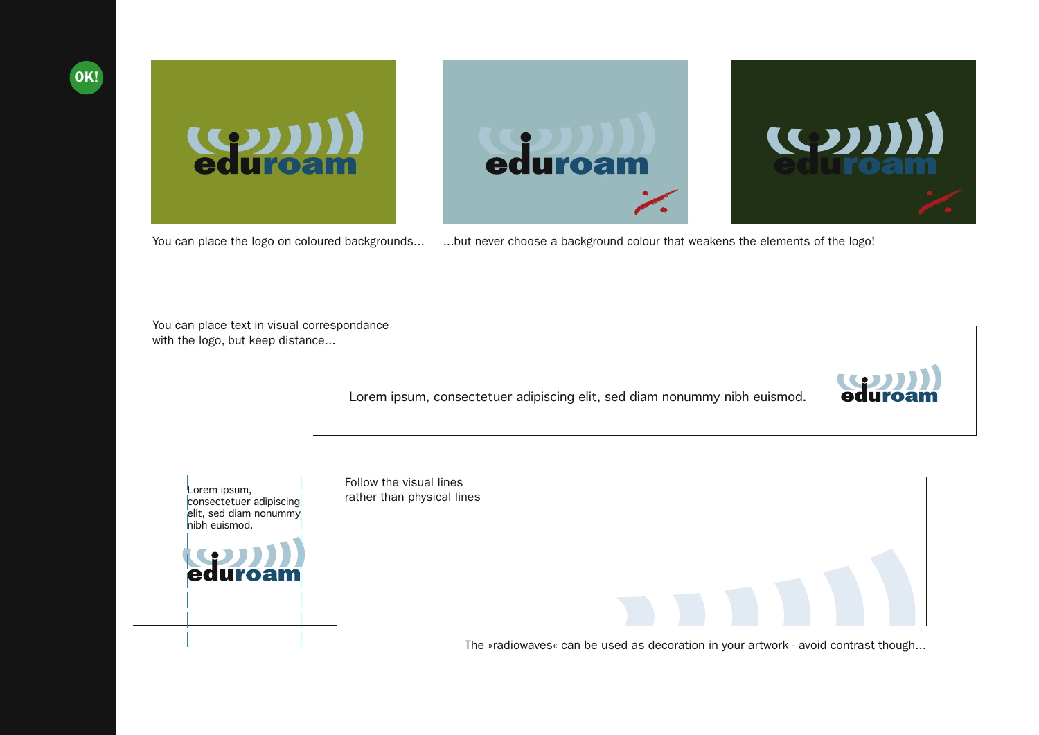OK!

You can place the logo on coloured backgrounds...

...but never choose a background colour that weakens the elements of the logo!

You can place text in visual correspondance with the logo, but keep distance...

Lorem ipsum, consectetuer adipiscing elit, sed diam nonummy nibh euismod.

Lorem ipsum, consectetuer adipiscing elit, sed diam nonummy nibh euismod.

Follow the visual lines rather than physical lines

The »radiowaves« can be used as decoration in your artwork - avoid contrast though...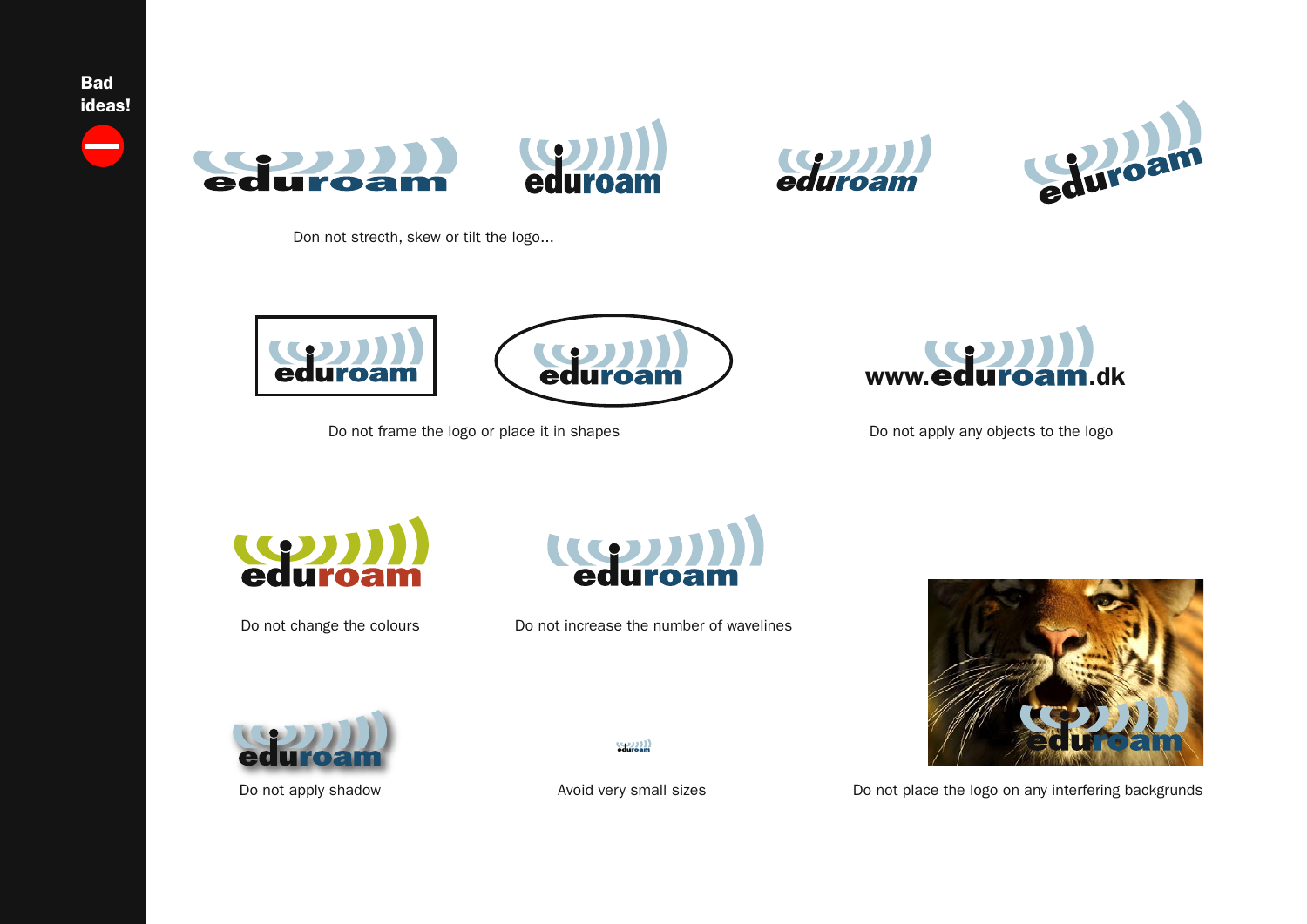**Bad ideas!**

Don not strecth, skew or tilt the logo...

Do not frame the logo or place it in shapes

Do not apply any objects to the logo

Do not change the colours

Do not increase the number of wavelines

Do not apply shadow

Avoid very small sizes

Do not place the logo on any interfering backgrunds